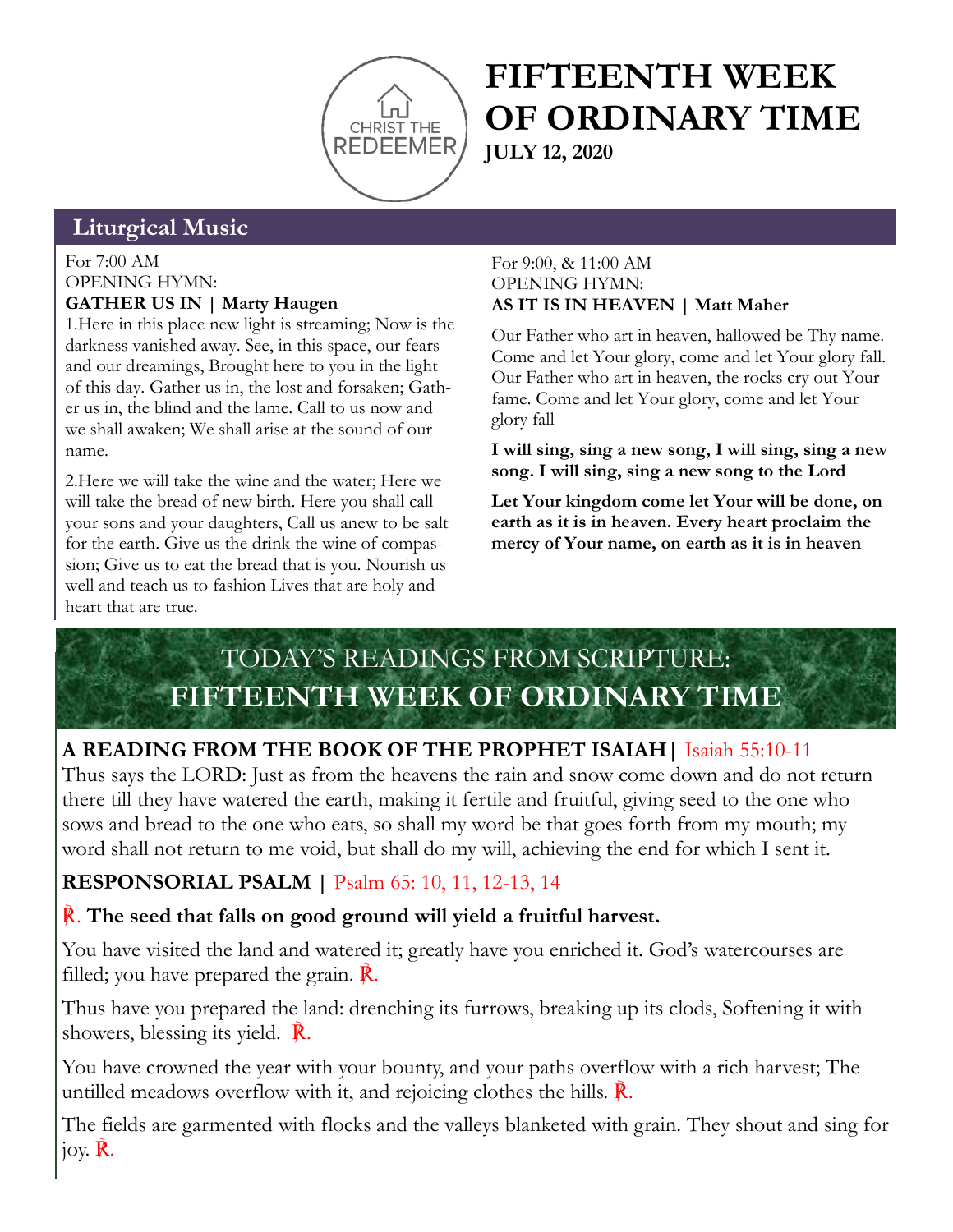CHRIST THE REDEEMER

# FIFTEENTH WEEK OF ORDINARY TIME

**JULY 12, 2020**

## Liturgical Music

For 7:00 AM
OPENING HYMN:
**GATHER US IN | Marty Haugen**

1.Here in this place new light is streaming; Now is the darkness vanished away. See, in this space, our fears and our dreamings, Brought here to you in the light of this day. Gather us in, the lost and forsaken; Gather us in, the blind and the lame. Call to us now and we shall awaken; We shall arise at the sound of our name.

2.Here we will take the wine and the water; Here we will take the bread of new birth. Here you shall call your sons and your daughters, Call us anew to be salt for the earth. Give us the drink the wine of compassion; Give us to eat the bread that is you. Nourish us well and teach us to fashion Lives that are holy and heart that are true.

For 9:00, & 11:00 AM
OPENING HYMN:
**AS IT IS IN HEAVEN | Matt Maher**

Our Father who art in heaven, hallowed be Thy name. Come and let Your glory, come and let Your glory fall. Our Father who art in heaven, the rocks cry out Your fame. Come and let Your glory, come and let Your glory fall

**I will sing, sing a new song, I will sing, sing a new song. I will sing, sing a new song to the Lord**

**Let Your kingdom come let Your will be done, on earth as it is in heaven. Every heart proclaim the mercy of Your name, on earth as it is in heaven**

## TODAY'S READINGS FROM SCRIPTURE: FIFTEENTH WEEK OF ORDINARY TIME

**A READING FROM THE BOOK OF THE PROPHET ISAIAH |** Isaiah 55:10-11

Thus says the LORD: Just as from the heavens the rain and snow come down and do not return there till they have watered the earth, making it fertile and fruitful, giving seed to the one who sows and bread to the one who eats, so shall my word be that goes forth from my mouth; my word shall not return to me void, but shall do my will, achieving the end for which I sent it.

**RESPONSORIAL PSALM |** Psalm 65: 10, 11, 12-13, 14

℟. **The seed that falls on good ground will yield a fruitful harvest.**

You have visited the land and watered it; greatly have you enriched it. God's watercourses are filled; you have prepared the grain. ℟.

Thus have you prepared the land: drenching its furrows, breaking up its clods, Softening it with showers, blessing its yield. ℟.

You have crowned the year with your bounty, and your paths overflow with a rich harvest; The untilled meadows overflow with it, and rejoicing clothes the hills. ℟.

The fields are garmented with flocks and the valleys blanketed with grain. They shout and sing for joy. ℟.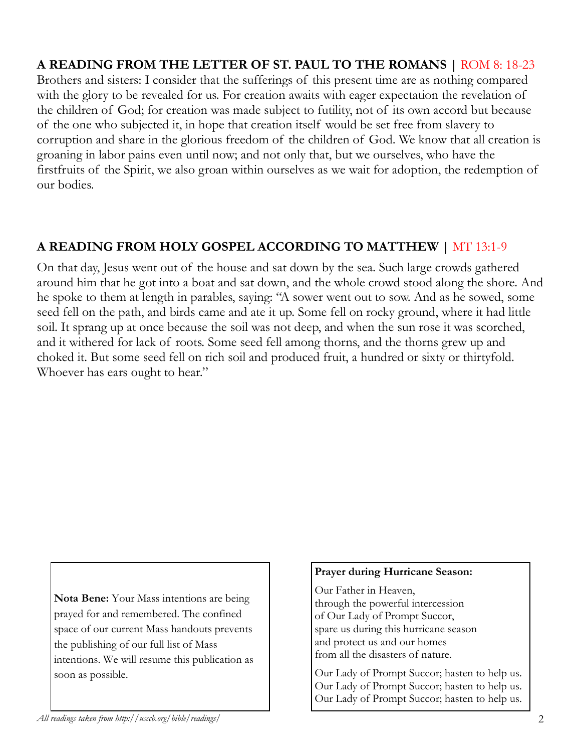## A READING FROM THE LETTER OF ST. PAUL TO THE ROMANS | ROM 8: 18-23

Brothers and sisters: I consider that the sufferings of this present time are as nothing compared with the glory to be revealed for us. For creation awaits with eager expectation the revelation of the children of God; for creation was made subject to futility, not of its own accord but because of the one who subjected it, in hope that creation itself would be set free from slavery to corruption and share in the glorious freedom of the children of God. We know that all creation is groaning in labor pains even until now; and not only that, but we ourselves, who have the firstfruits of the Spirit, we also groan within ourselves as we wait for adoption, the redemption of our bodies.

## A READING FROM HOLY GOSPEL ACCORDING TO MATTHEW | MT 13:1-9

On that day, Jesus went out of the house and sat down by the sea. Such large crowds gathered around him that he got into a boat and sat down, and the whole crowd stood along the shore. And he spoke to them at length in parables, saying: "A sower went out to sow. And as he sowed, some seed fell on the path, and birds came and ate it up. Some fell on rocky ground, where it had little soil. It sprang up at once because the soil was not deep, and when the sun rose it was scorched, and it withered for lack of roots. Some seed fell among thorns, and the thorns grew up and choked it. But some seed fell on rich soil and produced fruit, a hundred or sixty or thirtyfold. Whoever has ears ought to hear."

**Nota Bene:** Your Mass intentions are being prayed for and remembered. The confined space of our current Mass handouts prevents the publishing of our full list of Mass intentions. We will resume this publication as soon as possible.

**Prayer during Hurricane Season:**

Our Father in Heaven,
through the powerful intercession
of Our Lady of Prompt Succor,
spare us during this hurricane season
and protect us and our homes
from all the disasters of nature.

Our Lady of Prompt Succor; hasten to help us.
Our Lady of Prompt Succor; hasten to help us.
Our Lady of Prompt Succor; hasten to help us.

*All readings taken from http://usccb.org/bible/readings/*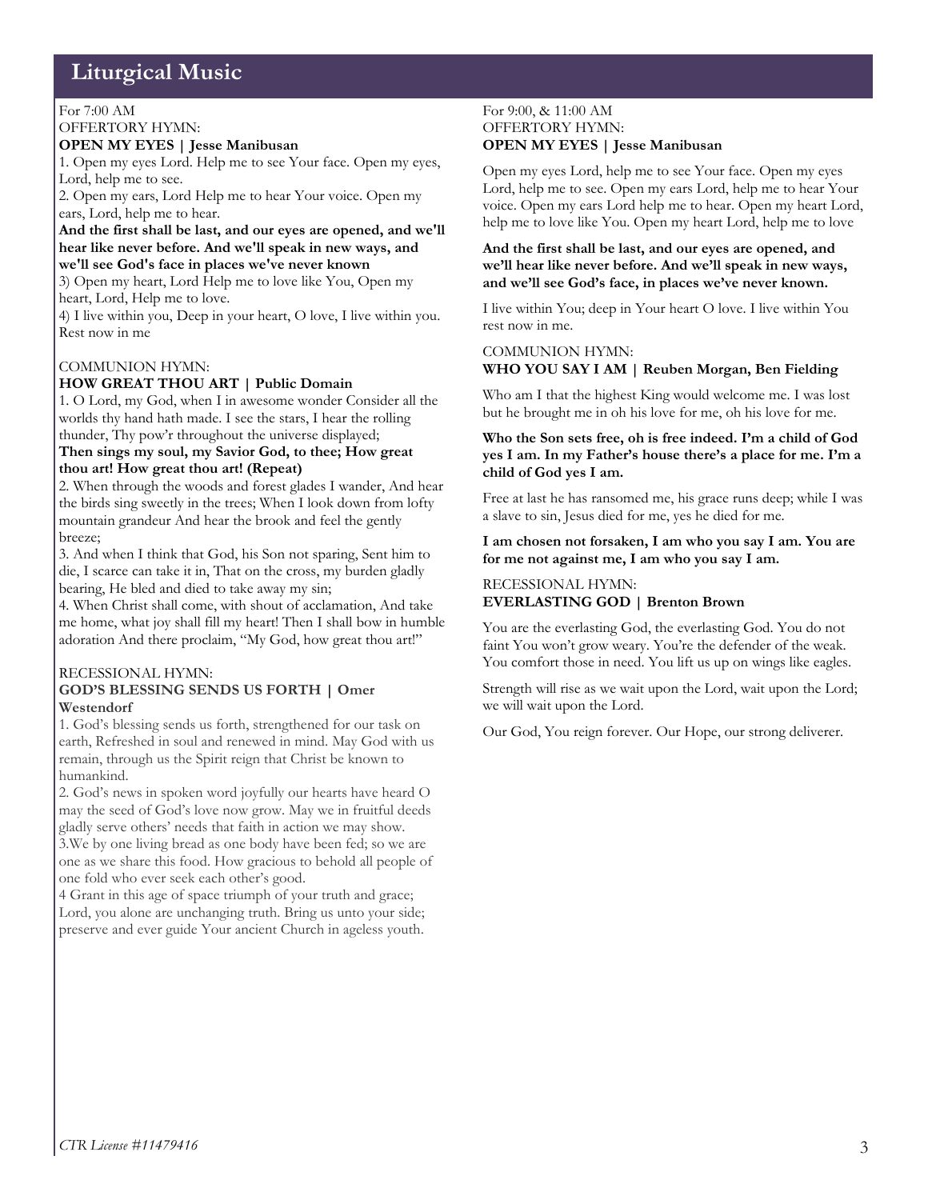# Liturgical Music

For 7:00 AM
OFFERTORY HYMN:
**OPEN MY EYES | Jesse Manibusan**

1. Open my eyes Lord. Help me to see Your face. Open my eyes, Lord, help me to see.
2. Open my ears, Lord Help me to hear Your voice. Open my ears, Lord, help me to hear.

**And the first shall be last, and our eyes are opened, and we'll hear like never before. And we'll speak in new ways, and we'll see God's face in places we've never known**

3) Open my heart, Lord Help me to love like You, Open my heart, Lord, Help me to love.
4) I live within you, Deep in your heart, O love, I live within you. Rest now in me

COMMUNION HYMN:
**HOW GREAT THOU ART | Public Domain**

1. O Lord, my God, when I in awesome wonder Consider all the worlds thy hand hath made. I see the stars, I hear the rolling thunder, Thy pow'r throughout the universe displayed;

**Then sings my soul, my Savior God, to thee; How great thou art! How great thou art! (Repeat)**

2. When through the woods and forest glades I wander, And hear the birds sing sweetly in the trees; When I look down from lofty mountain grandeur And hear the brook and feel the gently breeze;
3. And when I think that God, his Son not sparing, Sent him to die, I scarce can take it in, That on the cross, my burden gladly bearing, He bled and died to take away my sin;
4. When Christ shall come, with shout of acclamation, And take me home, what joy shall fill my heart! Then I shall bow in humble adoration And there proclaim, "My God, how great thou art!"

RECESSIONAL HYMN:
**GOD'S BLESSING SENDS US FORTH | Omer Westendorf**

1. God's blessing sends us forth, strengthened for our task on earth, Refreshed in soul and renewed in mind. May God with us remain, through us the Spirit reign that Christ be known to humankind.
2. God's news in spoken word joyfully our hearts have heard O may the seed of God's love now grow. May we in fruitful deeds gladly serve others' needs that faith in action we may show.
3. We by one living bread as one body have been fed; so we are one as we share this food. How gracious to behold all people of one fold who ever seek each other's good.
4. Grant in this age of space triumph of your truth and grace; Lord, you alone are unchanging truth. Bring us unto your side; preserve and ever guide Your ancient Church in ageless youth.

For 9:00, & 11:00 AM
OFFERTORY HYMN:
**OPEN MY EYES | Jesse Manibusan**

Open my eyes Lord, help me to see Your face. Open my eyes Lord, help me to see. Open my ears Lord, help me to hear Your voice. Open my ears Lord help me to hear. Open my heart Lord, help me to love like You. Open my heart Lord, help me to love

**And the first shall be last, and our eyes are opened, and we'll hear like never before. And we'll speak in new ways, and we'll see God's face, in places we've never known.**

I live within You; deep in Your heart O love. I live within You rest now in me.

COMMUNION HYMN:
**WHO YOU SAY I AM | Reuben Morgan, Ben Fielding**

Who am I that the highest King would welcome me. I was lost but he brought me in oh his love for me, oh his love for me.

**Who the Son sets free, oh is free indeed. I'm a child of God yes I am. In my Father's house there's a place for me. I'm a child of God yes I am.**

Free at last he has ransomed me, his grace runs deep; while I was a slave to sin, Jesus died for me, yes he died for me.

**I am chosen not forsaken, I am who you say I am. You are for me not against me, I am who you say I am.**

RECESSIONAL HYMN:
**EVERLASTING GOD | Brenton Brown**

You are the everlasting God, the everlasting God. You do not faint You won't grow weary. You're the defender of the weak. You comfort those in need. You lift us up on wings like eagles.

Strength will rise as we wait upon the Lord, wait upon the Lord; we will wait upon the Lord.

Our God, You reign forever. Our Hope, our strong deliverer.

*CTR License #11479416*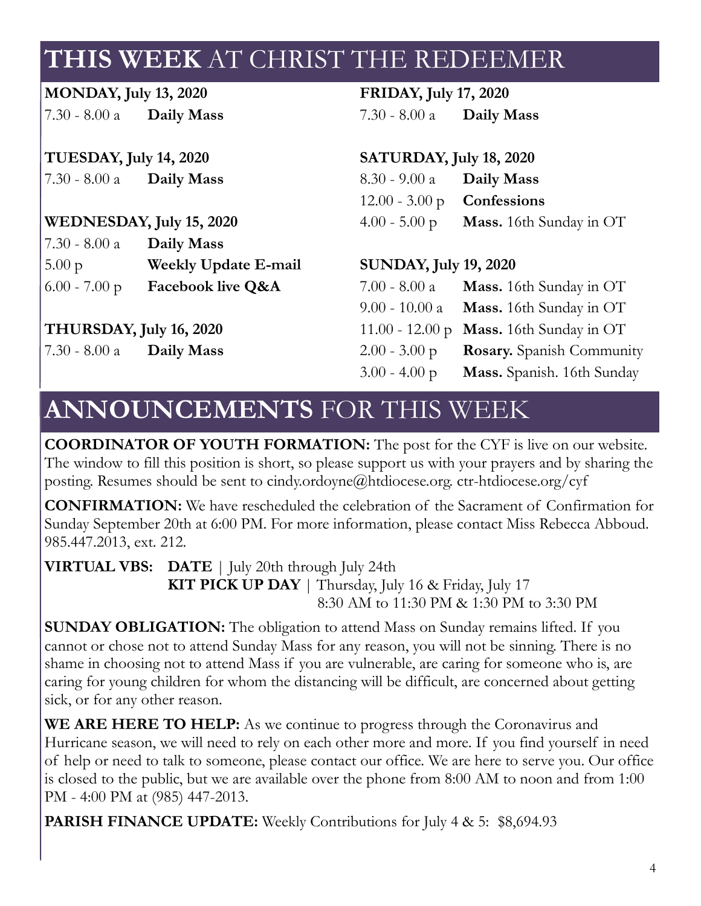# **THIS WEEK** AT CHRIST THE REDEEMER

**MONDAY, July 13, 2020**

7.30 - 8.00 a **Daily Mass**

**TUESDAY, July 14, 2020**

7.30 - 8.00 a **Daily Mass**

**WEDNESDAY, July 15, 2020**

7.30 - 8.00 a **Daily Mass**

5.00 p **Weekly Update E-mail**

6.00 - 7.00 p **Facebook live Q&A**

**THURSDAY, July 16, 2020**

7.30 - 8.00 a **Daily Mass**

**FRIDAY, July 17, 2020**

7.30 - 8.00 a **Daily Mass**

**SATURDAY, July 18, 2020**

8.30 - 9.00 a **Daily Mass**

12.00 - 3.00 p **Confessions**

4.00 - 5.00 p **Mass.** 16th Sunday in OT

**SUNDAY, July 19, 2020**

7.00 - 8.00 a **Mass.** 16th Sunday in OT

9.00 - 10.00 a **Mass.** 16th Sunday in OT

11.00 - 12.00 p **Mass.** 16th Sunday in OT

2.00 - 3.00 p **Rosary.** Spanish Community

3.00 - 4.00 p **Mass.** Spanish. 16th Sunday

# **ANNOUNCEMENTS** FOR THIS WEEK

**COORDINATOR OF YOUTH FORMATION:** The post for the CYF is live on our website. The window to fill this position is short, so please support us with your prayers and by sharing the posting. Resumes should be sent to cindy.ordoyne@htdiocese.org. ctr-htdiocese.org/cyf

**CONFIRMATION:** We have rescheduled the celebration of the Sacrament of Confirmation for Sunday September 20th at 6:00 PM. For more information, please contact Miss Rebecca Abboud. 985.447.2013, ext. 212.

**VIRTUAL VBS:** **DATE** | July 20th through July 24th
**KIT PICK UP DAY** | Thursday, July 16 & Friday, July 17
8:30 AM to 11:30 PM & 1:30 PM to 3:30 PM

**SUNDAY OBLIGATION:** The obligation to attend Mass on Sunday remains lifted. If you cannot or chose not to attend Sunday Mass for any reason, you will not be sinning. There is no shame in choosing not to attend Mass if you are vulnerable, are caring for someone who is, are caring for young children for whom the distancing will be difficult, are concerned about getting sick, or for any other reason.

**WE ARE HERE TO HELP:** As we continue to progress through the Coronavirus and Hurricane season, we will need to rely on each other more and more. If you find yourself in need of help or need to talk to someone, please contact our office. We are here to serve you. Our office is closed to the public, but we are available over the phone from 8:00 AM to noon and from 1:00 PM - 4:00 PM at (985) 447-2013.

**PARISH FINANCE UPDATE:** Weekly Contributions for July 4 & 5: $8,694.93